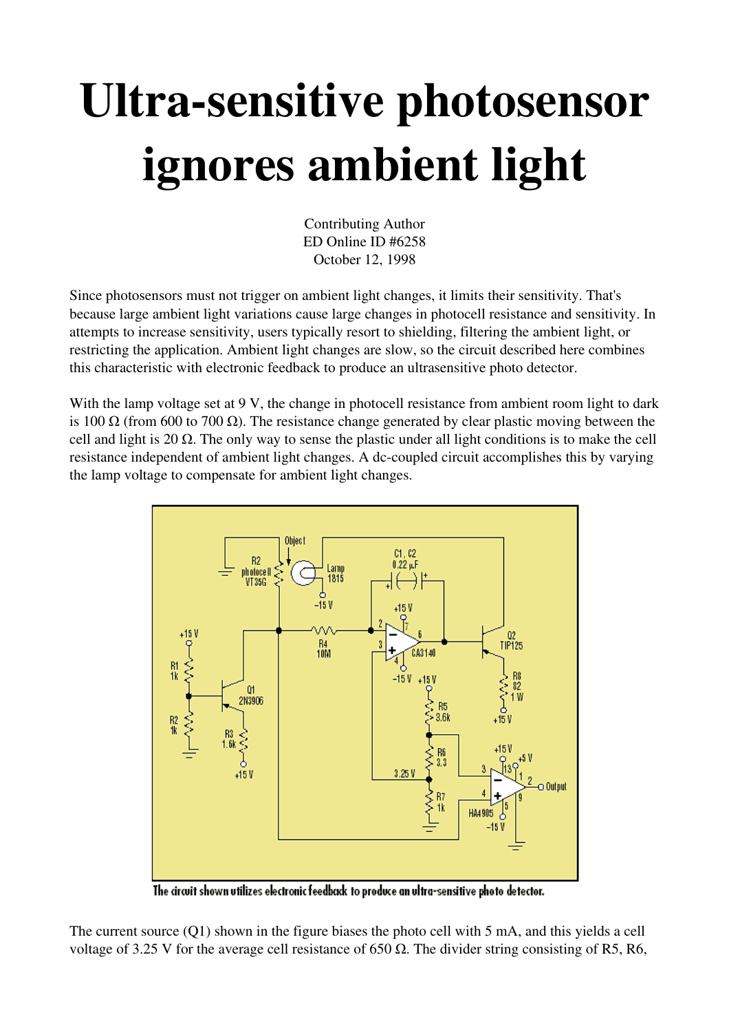# Ultra-sensitive photosensor ignores ambient light

Contributing Author
ED Online ID #6258
October 12, 1998

Since photosensors must not trigger on ambient light changes, it limits their sensitivity. That's because large ambient light variations cause large changes in photocell resistance and sensitivity. In attempts to increase sensitivity, users typically resort to shielding, filtering the ambient light, or restricting the application. Ambient light changes are slow, so the circuit described here combines this characteristic with electronic feedback to produce an ultrasensitive photo detector.

With the lamp voltage set at 9 V, the change in photocell resistance from ambient room light to dark is 100 Ω (from 600 to 700 Ω). The resistance change generated by clear plastic moving between the cell and light is 20 Ω. The only way to sense the plastic under all light conditions is to make the cell resistance independent of ambient light changes. A dc-coupled circuit accomplishes this by varying the lamp voltage to compensate for ambient light changes.

The circuit shown utilizes electronic feedback to produce an ultra-sensitive photo detector.

The current source (Q1) shown in the figure biases the photo cell with 5 mA, and this yields a cell voltage of 3.25 V for the average cell resistance of 650 Ω. The divider string consisting of R5, R6,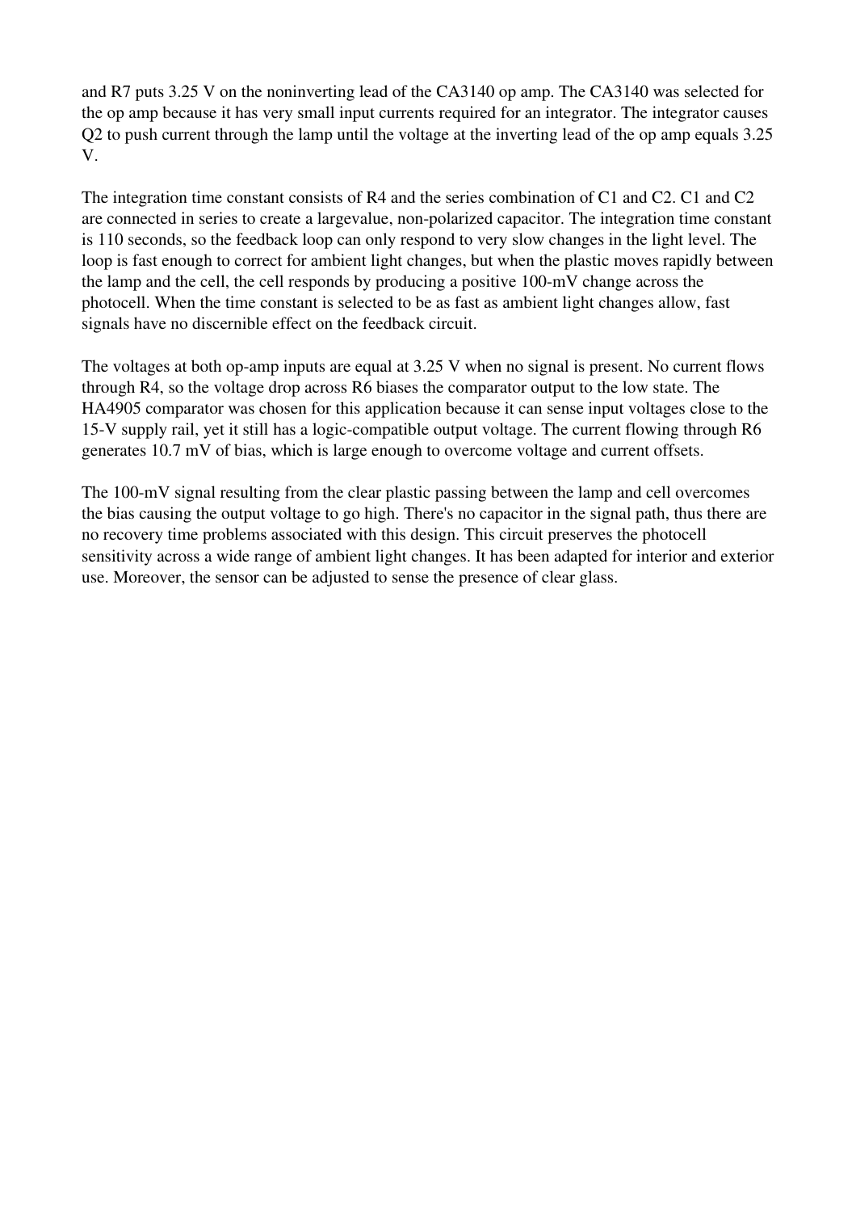and R7 puts 3.25 V on the noninverting lead of the CA3140 op amp. The CA3140 was selected for the op amp because it has very small input currents required for an integrator. The integrator causes Q2 to push current through the lamp until the voltage at the inverting lead of the op amp equals 3.25 V.

The integration time constant consists of R4 and the series combination of C1 and C2. C1 and C2 are connected in series to create a largevalue, non-polarized capacitor. The integration time constant is 110 seconds, so the feedback loop can only respond to very slow changes in the light level. The loop is fast enough to correct for ambient light changes, but when the plastic moves rapidly between the lamp and the cell, the cell responds by producing a positive 100-mV change across the photocell. When the time constant is selected to be as fast as ambient light changes allow, fast signals have no discernible effect on the feedback circuit.

The voltages at both op-amp inputs are equal at 3.25 V when no signal is present. No current flows through R4, so the voltage drop across R6 biases the comparator output to the low state. The HA4905 comparator was chosen for this application because it can sense input voltages close to the 15-V supply rail, yet it still has a logic-compatible output voltage. The current flowing through R6 generates 10.7 mV of bias, which is large enough to overcome voltage and current offsets.

The 100-mV signal resulting from the clear plastic passing between the lamp and cell overcomes the bias causing the output voltage to go high. There's no capacitor in the signal path, thus there are no recovery time problems associated with this design. This circuit preserves the photocell sensitivity across a wide range of ambient light changes. It has been adapted for interior and exterior use. Moreover, the sensor can be adjusted to sense the presence of clear glass.